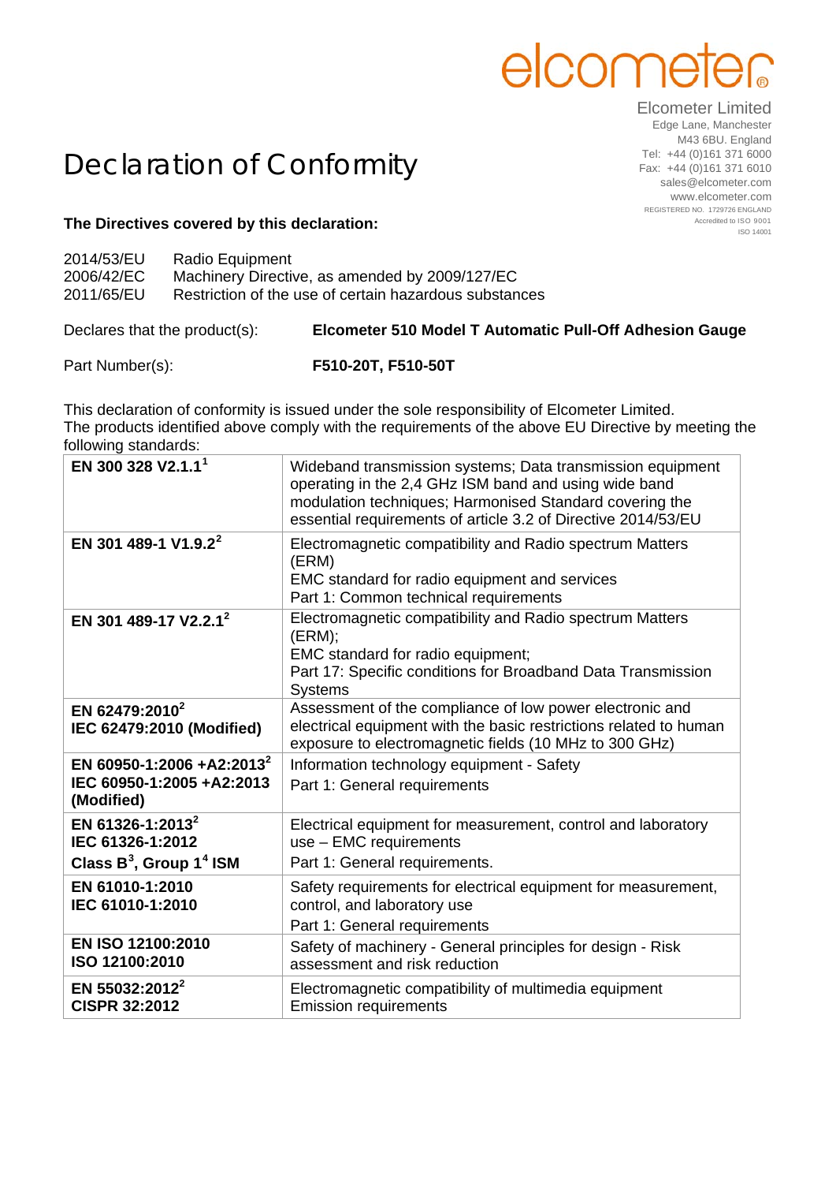elcometer

Elcometer Limited
Edge Lane, Manchester
M43 6BU. England
Tel: +44 (0)161 371 6000
Fax: +44 (0)161 371 6010
sales@elcometer.com
www.elcometer.com
REGISTERED NO. 1729726 ENGLAND
Accredited to ISO 9001
ISO 14001

# Declaration of Conformity

**The Directives covered by this declaration:**

2014/53/EU Radio Equipment
2006/42/EC Machinery Directive, as amended by 2009/127/EC
2011/65/EU Restriction of the use of certain hazardous substances

Declares that the product(s): **Elcometer 510 Model T Automatic Pull-Off Adhesion Gauge**

Part Number(s): **F510-20T, F510-50T**

This declaration of conformity is issued under the sole responsibility of Elcometer Limited.
The products identified above comply with the requirements of the above EU Directive by meeting the following standards:

| Standard | Description |
| --- | --- |
| **EN 300 328 V2.1.1**[1] | Wideband transmission systems; Data transmission equipment operating in the 2,4 GHz ISM band and using wide band modulation techniques; Harmonised Standard covering the essential requirements of article 3.2 of Directive 2014/53/EU |
| **EN 301 489-1 V1.9.2**[2] | Electromagnetic compatibility and Radio spectrum Matters (ERM)<br>EMC standard for radio equipment and services<br>Part 1: Common technical requirements |
| **EN 301 489-17 V2.2.1**[2] | Electromagnetic compatibility and Radio spectrum Matters (ERM);<br>EMC standard for radio equipment;<br>Part 17: Specific conditions for Broadband Data Transmission Systems |
| **EN 62479:2010**[2]<br>**IEC 62479:2010 (Modified)** | Assessment of the compliance of low power electronic and electrical equipment with the basic restrictions related to human exposure to electromagnetic fields (10 MHz to 300 GHz) |
| **EN 60950-1:2006 +A2:2013**[2]<br>**IEC 60950-1:2005 +A2:2013 (Modified)** | Information technology equipment - Safety<br>Part 1: General requirements |
| **EN 61326-1:2013**[2]<br>**IEC 61326-1:2012**<br>**Class B**[3]**, Group 1**[4] **ISM** | Electrical equipment for measurement, control and laboratory use – EMC requirements<br>Part 1: General requirements. |
| **EN 61010-1:2010**<br>**IEC 61010-1:2010** | Safety requirements for electrical equipment for measurement, control, and laboratory use<br>Part 1: General requirements |
| **EN ISO 12100:2010**<br>**ISO 12100:2010** | Safety of machinery - General principles for design - Risk assessment and risk reduction |
| **EN 55032:2012**[2]<br>**CISPR 32:2012** | Electromagnetic compatibility of multimedia equipment<br>Emission requirements |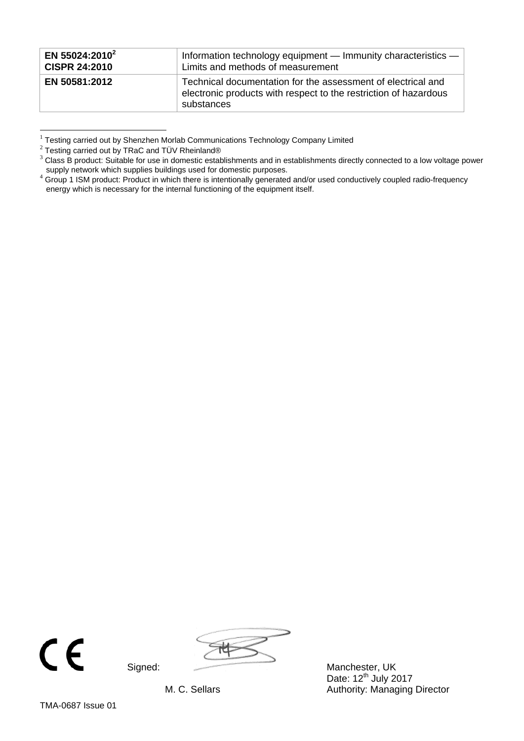| | |
|---|---|
| **EN 55024:2010**[2] **CISPR 24:2010** | Information technology equipment — Immunity characteristics — Limits and methods of measurement |
| **EN 50581:2012** | Technical documentation for the assessment of electrical and electronic products with respect to the restriction of hazardous substances |

[1] Testing carried out by Shenzhen Morlab Communications Technology Company Limited
[2] Testing carried out by TRaC and TÜV Rheinland®
[3] Class B product: Suitable for use in domestic establishments and in establishments directly connected to a low voltage power supply network which supplies buildings used for domestic purposes.
[4] Group 1 ISM product: Product in which there is intentionally generated and/or used conductively coupled radio-frequency energy which is necessary for the internal functioning of the equipment itself.

CE

Signed:

M. C. Sellars

Manchester, UK
Date: 12th July 2017
Authority: Managing Director

TMA-0687 Issue 01